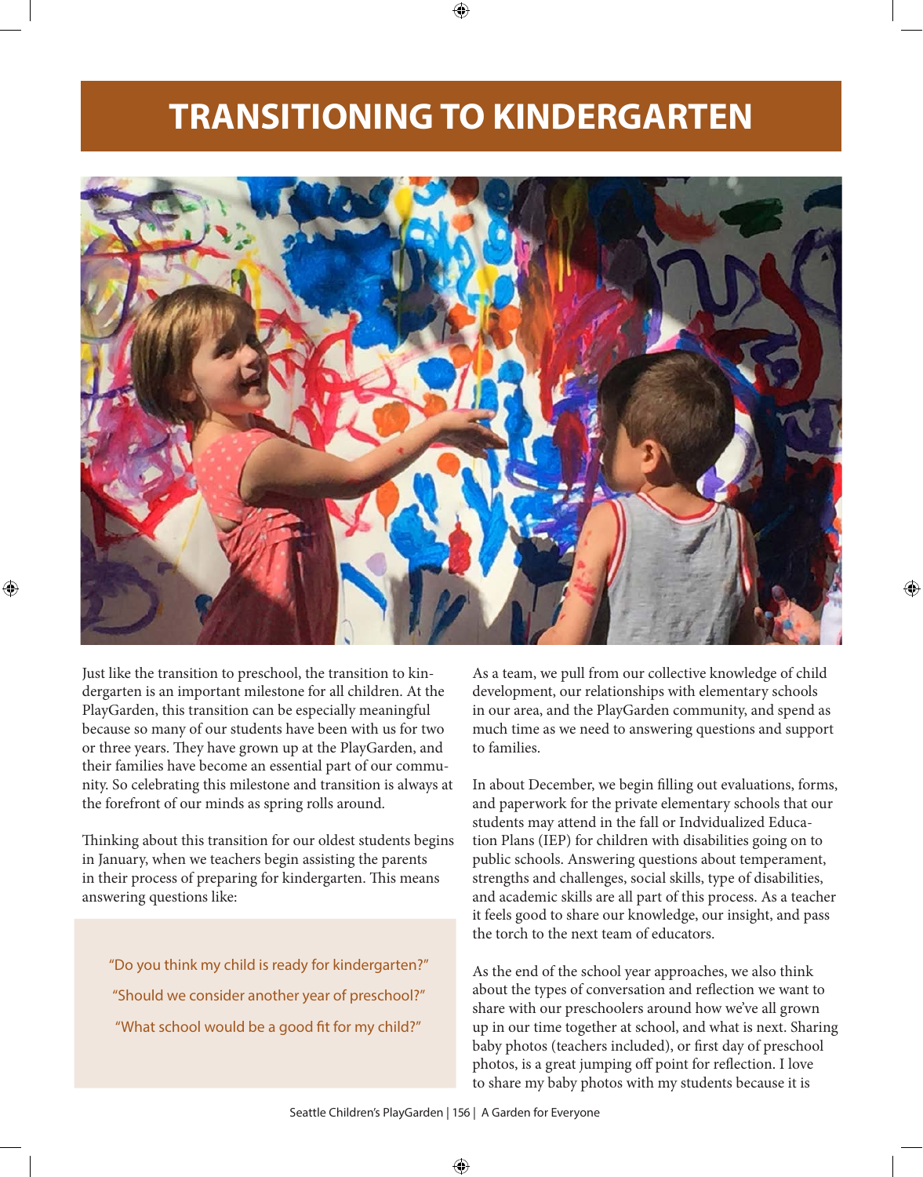# TRANSITIONING TO KINDERGARTEN

Just like the transition to preschool, the transition to kindergarten is an important milestone for all children. At the PlayGarden, this transition can be especially meaningful because so many of our students have been with us for two or three years. They have grown up at the PlayGarden, and their families have become an essential part of our community. So celebrating this milestone and transition is always at the forefront of our minds as spring rolls around.

Thinking about this transition for our oldest students begins in January, when we teachers begin assisting the parents in their process of preparing for kindergarten. This means answering questions like:

> "Do you think my child is ready for kindergarten?"
>
> "Should we consider another year of preschool?"
>
> "What school would be a good fit for my child?"

As a team, we pull from our collective knowledge of child development, our relationships with elementary schools in our area, and the PlayGarden community, and spend as much time as we need to answering questions and support to families.

In about December, we begin filling out evaluations, forms, and paperwork for the private elementary schools that our students may attend in the fall or Indvidualized Education Plans (IEP) for children with disabilities going on to public schools. Answering questions about temperament, strengths and challenges, social skills, type of disabilities, and academic skills are all part of this process. As a teacher it feels good to share our knowledge, our insight, and pass the torch to the next team of educators.

As the end of the school year approaches, we also think about the types of conversation and reflection we want to share with our preschoolers around how we've all grown up in our time together at school, and what is next. Sharing baby photos (teachers included), or first day of preschool photos, is a great jumping off point for reflection. I love to share my baby photos with my students because it is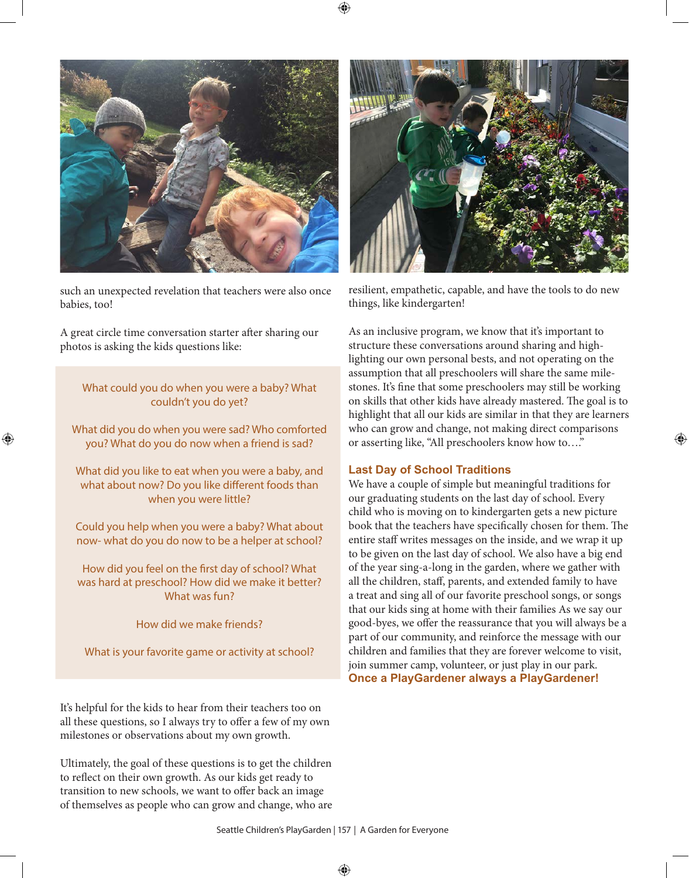such an unexpected revelation that teachers were also once babies, too!

A great circle time conversation starter after sharing our photos is asking the kids questions like:

> What could you do when you were a baby? What couldn't you do yet?
>
> What did you do when you were sad? Who comforted you? What do you do now when a friend is sad?
>
> What did you like to eat when you were a baby, and what about now? Do you like different foods than when you were little?
>
> Could you help when you were a baby? What about now- what do you do now to be a helper at school?
>
> How did you feel on the first day of school? What was hard at preschool? How did we make it better? What was fun?
>
> How did we make friends?
>
> What is your favorite game or activity at school?

It's helpful for the kids to hear from their teachers too on all these questions, so I always try to offer a few of my own milestones or observations about my own growth.

Ultimately, the goal of these questions is to get the children to reflect on their own growth. As our kids get ready to transition to new schools, we want to offer back an image of themselves as people who can grow and change, who are resilient, empathetic, capable, and have the tools to do new things, like kindergarten!

As an inclusive program, we know that it's important to structure these conversations around sharing and highlighting our own personal bests, and not operating on the assumption that all preschoolers will share the same milestones. It's fine that some preschoolers may still be working on skills that other kids have already mastered. The goal is to highlight that all our kids are similar in that they are learners who can grow and change, not making direct comparisons or asserting like, "All preschoolers know how to…."

### Last Day of School Traditions

We have a couple of simple but meaningful traditions for our graduating students on the last day of school. Every child who is moving on to kindergarten gets a new picture book that the teachers have specifically chosen for them. The entire staff writes messages on the inside, and we wrap it up to be given on the last day of school. We also have a big end of the year sing-a-long in the garden, where we gather with all the children, staff, parents, and extended family to have a treat and sing all of our favorite preschool songs, or songs that our kids sing at home with their families As we say our good-byes, we offer the reassurance that you will always be a part of our community, and reinforce the message with our children and families that they are forever welcome to visit, join summer camp, volunteer, or just play in our park.

**Once a PlayGardener always a PlayGardener!**